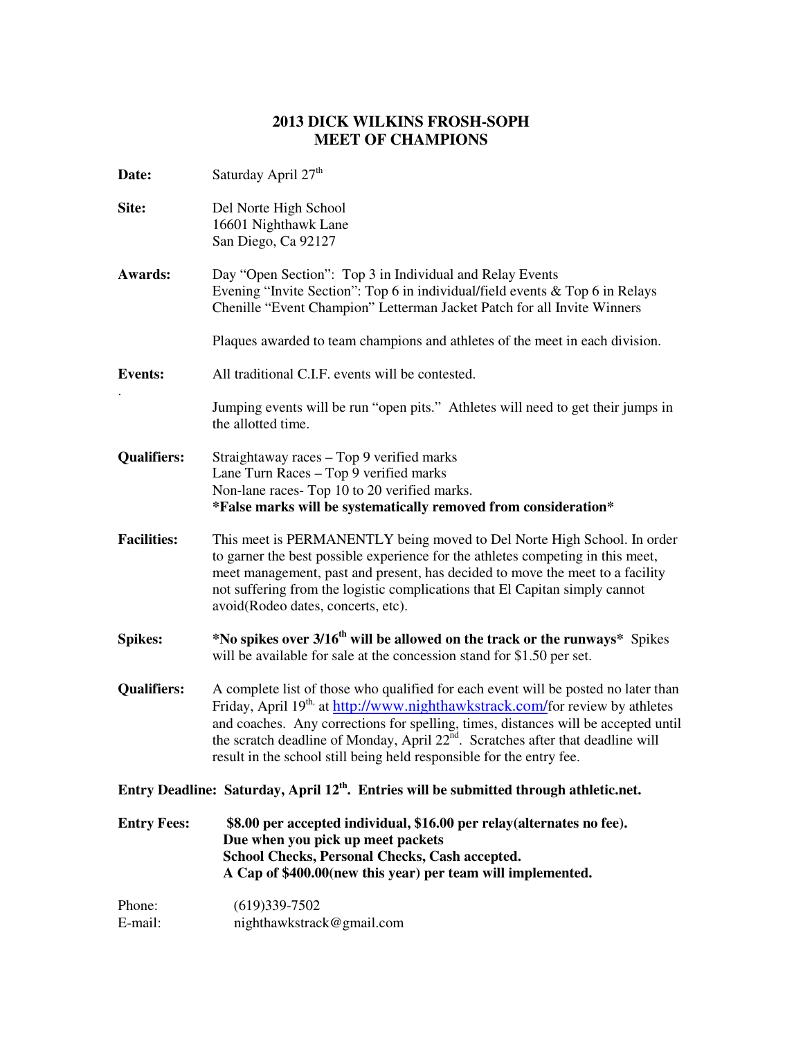# 2013 DICK WILKINS FROSH-SOPH MEET OF CHAMPIONS

**Date:** Saturday April 27th

**Site:** Del Norte High School
16601 Nighthawk Lane
San Diego, Ca 92127

**Awards:** Day "Open Section": Top 3 in Individual and Relay Events
Evening "Invite Section": Top 6 in individual/field events & Top 6 in Relays
Chenille "Event Champion" Letterman Jacket Patch for all Invite Winners

Plaques awarded to team champions and athletes of the meet in each division.

**Events:** All traditional C.I.F. events will be contested.

.

Jumping events will be run "open pits." Athletes will need to get their jumps in the allotted time.

**Qualifiers:** Straightaway races – Top 9 verified marks
Lane Turn Races – Top 9 verified marks
Non-lane races- Top 10 to 20 verified marks.
**\*False marks will be systematically removed from consideration\***

**Facilities:** This meet is PERMANENTLY being moved to Del Norte High School. In order to garner the best possible experience for the athletes competing in this meet, meet management, past and present, has decided to move the meet to a facility not suffering from the logistic complications that El Capitan simply cannot avoid(Rodeo dates, concerts, etc).

**Spikes:** **\*No spikes over 3/16th will be allowed on the track or the runways\*** Spikes will be available for sale at the concession stand for $1.50 per set.

**Qualifiers:** A complete list of those who qualified for each event will be posted no later than Friday, April 19th, at http://www.nighthawkstrack.com/for review by athletes and coaches. Any corrections for spelling, times, distances will be accepted until the scratch deadline of Monday, April 22nd. Scratches after that deadline will result in the school still being held responsible for the entry fee.

**Entry Deadline: Saturday, April 12th. Entries will be submitted through athletic.net.**

**Entry Fees:** **$8.00 per accepted individual, $16.00 per relay(alternates no fee).**
**Due when you pick up meet packets**
**School Checks, Personal Checks, Cash accepted.**
**A Cap of $400.00(new this year) per team will implemented.**

Phone: (619)339-7502
E-mail: nighthawkstrack@gmail.com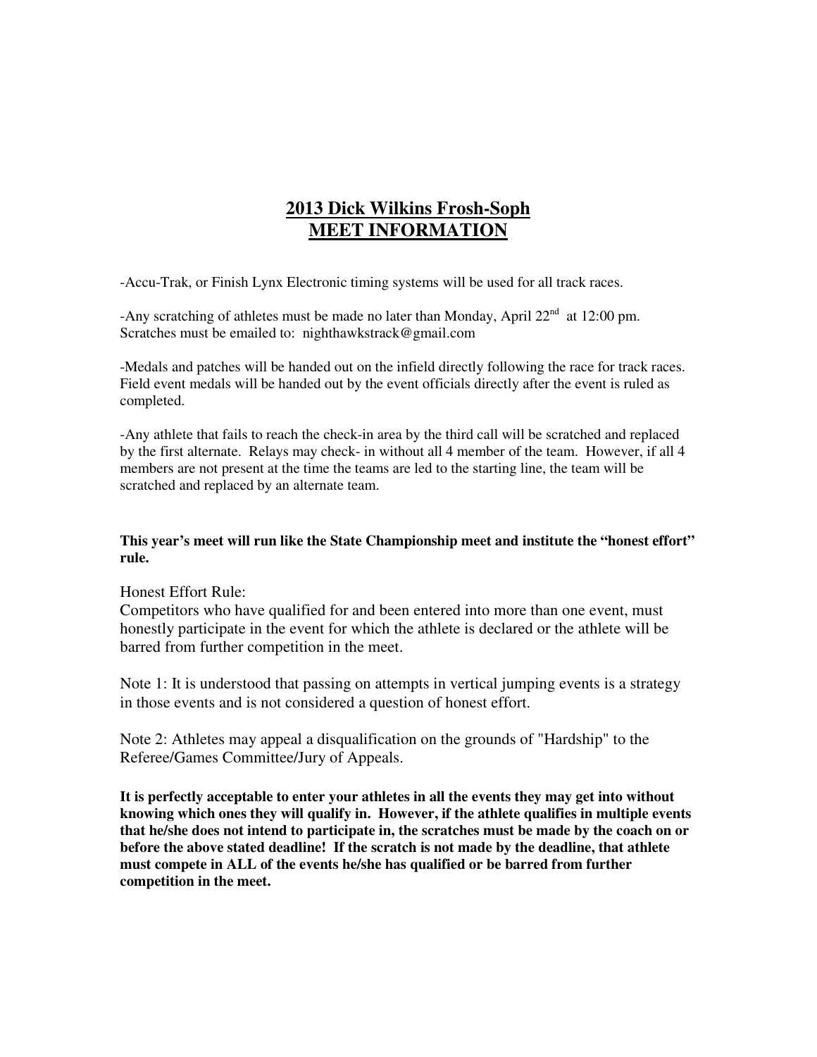# 2013 Dick Wilkins Frosh-Soph
# MEET INFORMATION

-Accu-Trak, or Finish Lynx Electronic timing systems will be used for all track races.

-Any scratching of athletes must be made no later than Monday, April 22nd at 12:00 pm. Scratches must be emailed to: nighthawkstrack@gmail.com

-Medals and patches will be handed out on the infield directly following the race for track races. Field event medals will be handed out by the event officials directly after the event is ruled as completed.

-Any athlete that fails to reach the check-in area by the third call will be scratched and replaced by the first alternate. Relays may check- in without all 4 member of the team. However, if all 4 members are not present at the time the teams are led to the starting line, the team will be scratched and replaced by an alternate team.

**This year's meet will run like the State Championship meet and institute the "honest effort" rule.**

Honest Effort Rule:
Competitors who have qualified for and been entered into more than one event, must honestly participate in the event for which the athlete is declared or the athlete will be barred from further competition in the meet.

Note 1: It is understood that passing on attempts in vertical jumping events is a strategy in those events and is not considered a question of honest effort.

Note 2: Athletes may appeal a disqualification on the grounds of "Hardship" to the Referee/Games Committee/Jury of Appeals.

**It is perfectly acceptable to enter your athletes in all the events they may get into without knowing which ones they will qualify in. However, if the athlete qualifies in multiple events that he/she does not intend to participate in, the scratches must be made by the coach on or before the above stated deadline! If the scratch is not made by the deadline, that athlete must compete in ALL of the events he/she has qualified or be barred from further competition in the meet.**